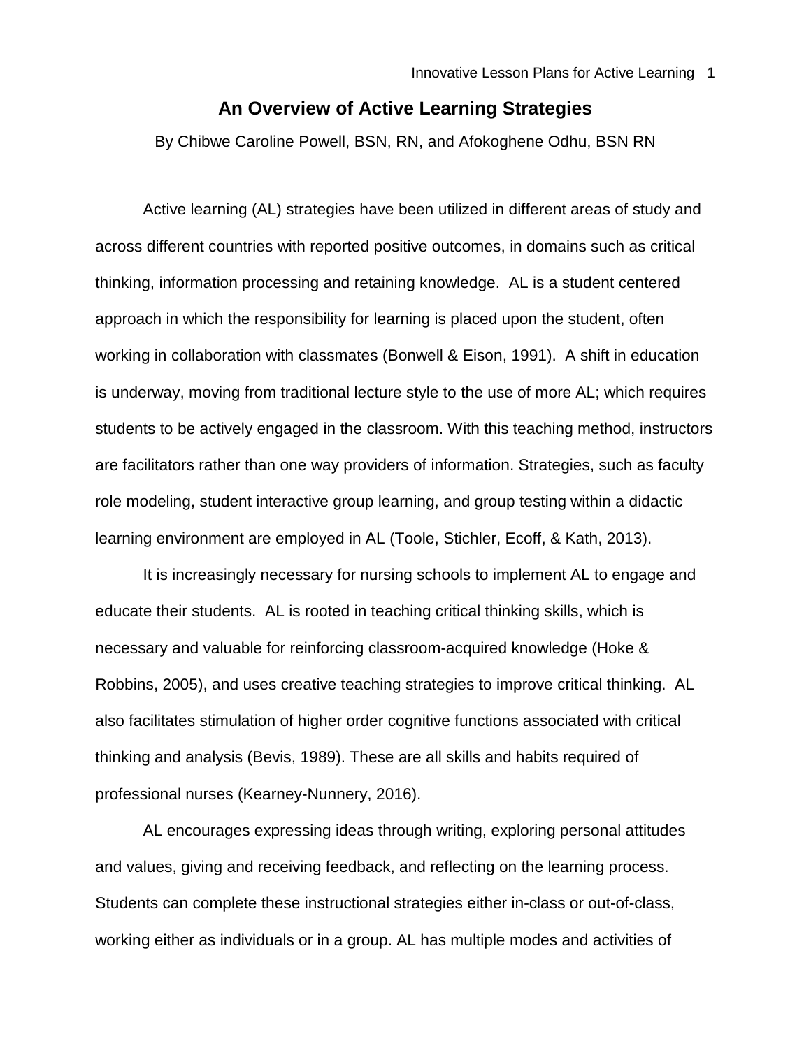# An Overview of Active Learning Strategies

By Chibwe Caroline Powell, BSN, RN, and Afokoghene Odhu, BSN RN

Active learning (AL) strategies have been utilized in different areas of study and across different countries with reported positive outcomes, in domains such as critical thinking, information processing and retaining knowledge. AL is a student centered approach in which the responsibility for learning is placed upon the student, often working in collaboration with classmates (Bonwell & Eison, 1991). A shift in education is underway, moving from traditional lecture style to the use of more AL; which requires students to be actively engaged in the classroom. With this teaching method, instructors are facilitators rather than one way providers of information. Strategies, such as faculty role modeling, student interactive group learning, and group testing within a didactic learning environment are employed in AL (Toole, Stichler, Ecoff, & Kath, 2013).

It is increasingly necessary for nursing schools to implement AL to engage and educate their students. AL is rooted in teaching critical thinking skills, which is necessary and valuable for reinforcing classroom-acquired knowledge (Hoke & Robbins, 2005), and uses creative teaching strategies to improve critical thinking. AL also facilitates stimulation of higher order cognitive functions associated with critical thinking and analysis (Bevis, 1989). These are all skills and habits required of professional nurses (Kearney-Nunnery, 2016).

AL encourages expressing ideas through writing, exploring personal attitudes and values, giving and receiving feedback, and reflecting on the learning process. Students can complete these instructional strategies either in-class or out-of-class, working either as individuals or in a group. AL has multiple modes and activities of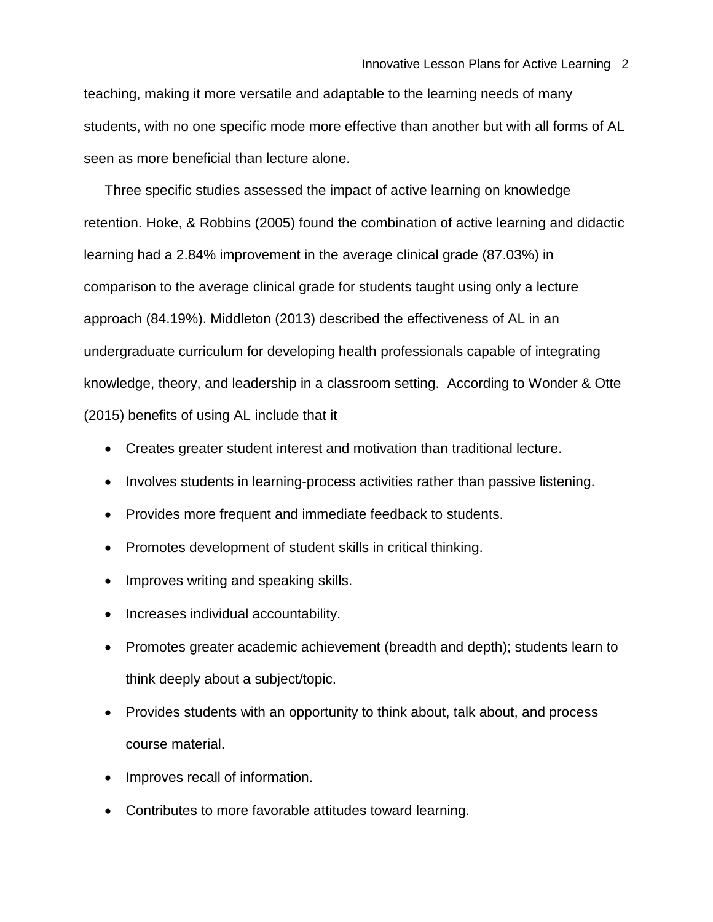teaching, making it more versatile and adaptable to the learning needs of many students, with no one specific mode more effective than another but with all forms of AL seen as more beneficial than lecture alone.

Three specific studies assessed the impact of active learning on knowledge retention. Hoke, & Robbins (2005) found the combination of active learning and didactic learning had a 2.84% improvement in the average clinical grade (87.03%) in comparison to the average clinical grade for students taught using only a lecture approach (84.19%). Middleton (2013) described the effectiveness of AL in an undergraduate curriculum for developing health professionals capable of integrating knowledge, theory, and leadership in a classroom setting. According to Wonder & Otte (2015) benefits of using AL include that it

- Creates greater student interest and motivation than traditional lecture.
- Involves students in learning-process activities rather than passive listening.
- Provides more frequent and immediate feedback to students.
- Promotes development of student skills in critical thinking.
- Improves writing and speaking skills.
- Increases individual accountability.
- Promotes greater academic achievement (breadth and depth); students learn to think deeply about a subject/topic.
- Provides students with an opportunity to think about, talk about, and process course material.
- Improves recall of information.
- Contributes to more favorable attitudes toward learning.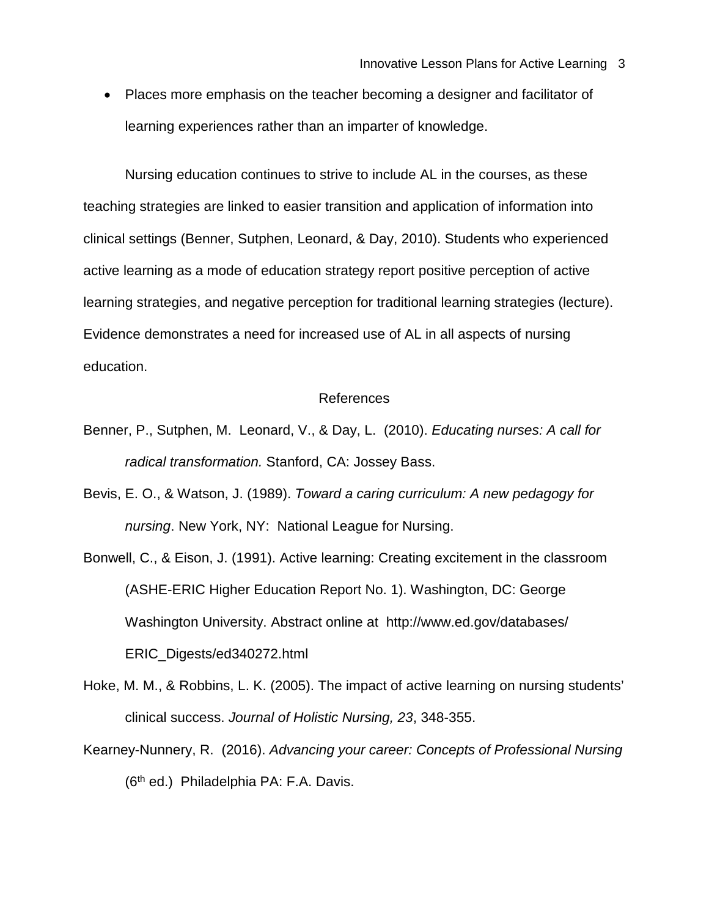- Places more emphasis on the teacher becoming a designer and facilitator of learning experiences rather than an imparter of knowledge.

Nursing education continues to strive to include AL in the courses, as these teaching strategies are linked to easier transition and application of information into clinical settings (Benner, Sutphen, Leonard, & Day, 2010). Students who experienced active learning as a mode of education strategy report positive perception of active learning strategies, and negative perception for traditional learning strategies (lecture). Evidence demonstrates a need for increased use of AL in all aspects of nursing education.

## References

Benner, P., Sutphen, M. Leonard, V., & Day, L. (2010). *Educating nurses: A call for radical transformation.* Stanford, CA: Jossey Bass.

Bevis, E. O., & Watson, J. (1989). *Toward a caring curriculum: A new pedagogy for nursing*. New York, NY: National League for Nursing.

Bonwell, C., & Eison, J. (1991). Active learning: Creating excitement in the classroom (ASHE-ERIC Higher Education Report No. 1). Washington, DC: George Washington University. Abstract online at http://www.ed.gov/databases/ERIC_Digests/ed340272.html

Hoke, M. M., & Robbins, L. K. (2005). The impact of active learning on nursing students' clinical success. *Journal of Holistic Nursing, 23*, 348-355.

Kearney-Nunnery, R. (2016). *Advancing your career: Concepts of Professional Nursing* (6th ed.) Philadelphia PA: F.A. Davis.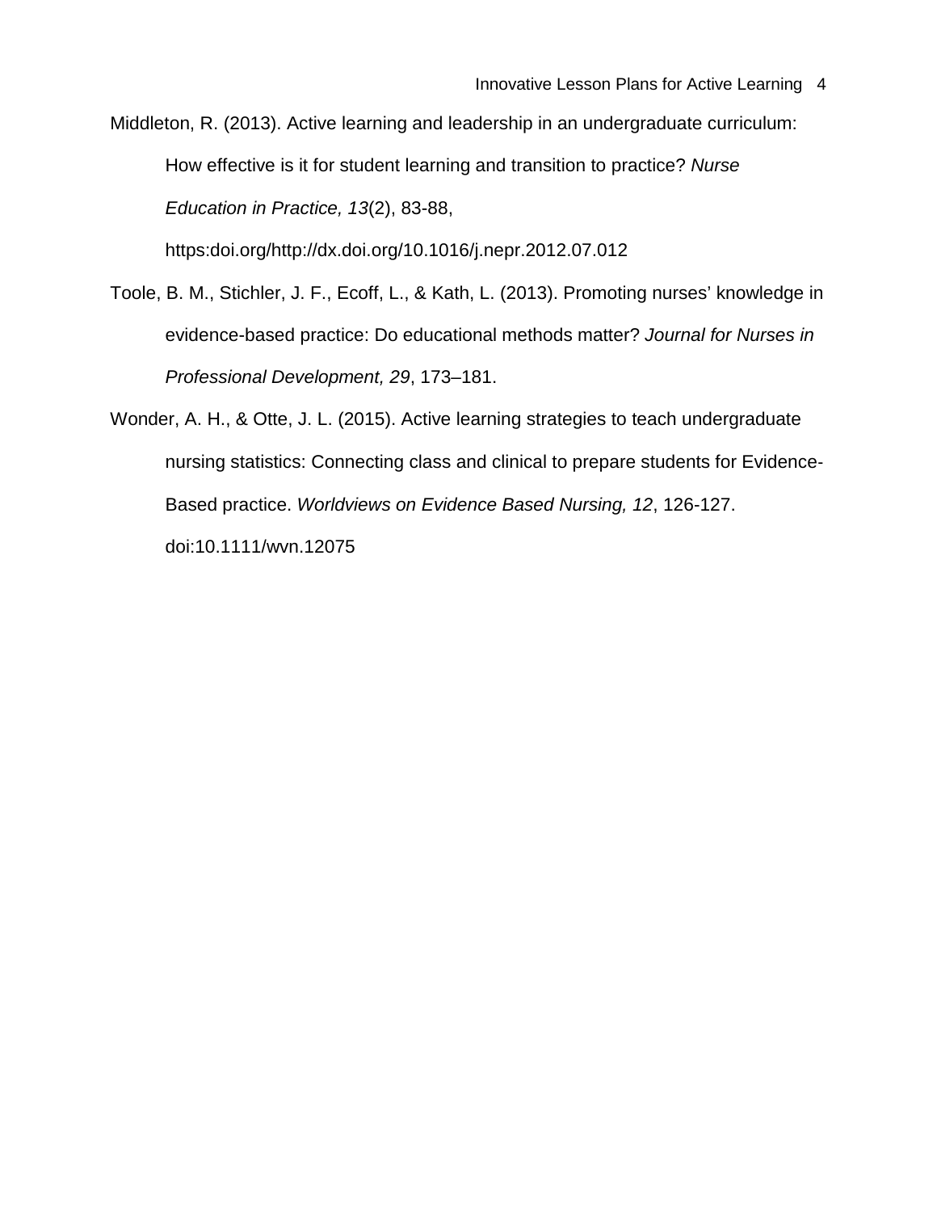Middleton, R. (2013). Active learning and leadership in an undergraduate curriculum: How effective is it for student learning and transition to practice? *Nurse Education in Practice, 13*(2), 83-88, https:doi.org/http://dx.doi.org/10.1016/j.nepr.2012.07.012

Toole, B. M., Stichler, J. F., Ecoff, L., & Kath, L. (2013). Promoting nurses' knowledge in evidence-based practice: Do educational methods matter? *Journal for Nurses in Professional Development, 29*, 173–181.

Wonder, A. H., & Otte, J. L. (2015). Active learning strategies to teach undergraduate nursing statistics: Connecting class and clinical to prepare students for Evidence-Based practice. *Worldviews on Evidence Based Nursing, 12*, 126-127. doi:10.1111/wvn.12075